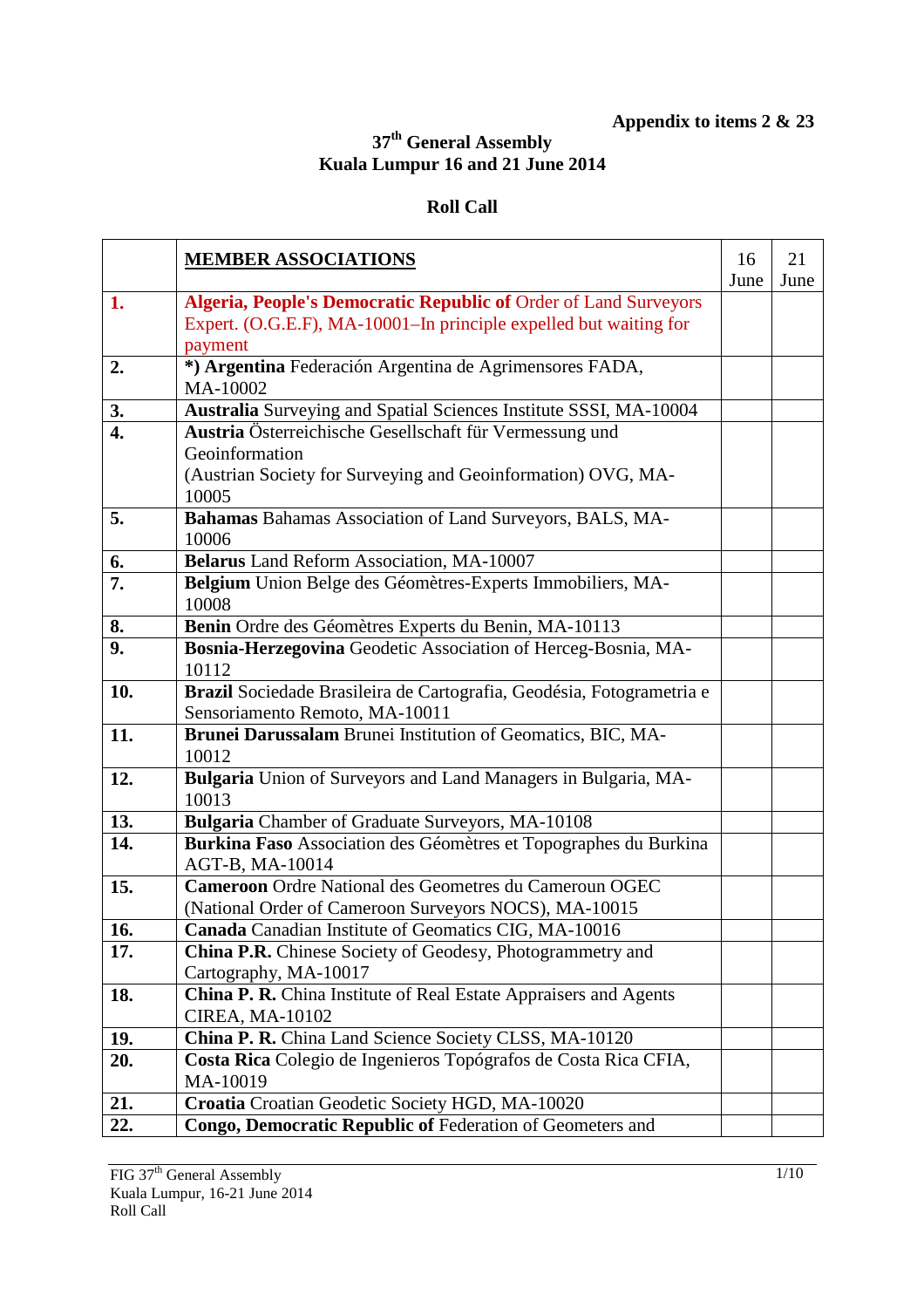**Appendix to items 2 & 23**

# 37th General Assembly
# Kuala Lumpur 16 and 21 June 2014

## Roll Call

| | **MEMBER ASSOCIATIONS** | 16 June | 21 June |
|---|---|---|---|
| **1.** | **Algeria, People's Democratic Republic of** Order of Land Surveyors Expert. (O.G.E.F), MA-10001–In principle expelled but waiting for payment | | |
| **2.** | ***) Argentina** Federación Argentina de Agrimensores FADA, MA-10002 | | |
| **3.** | **Australia** Surveying and Spatial Sciences Institute SSSI, MA-10004 | | |
| **4.** | **Austria** Österreichische Gesellschaft für Vermessung und Geoinformation (Austrian Society for Surveying and Geoinformation) OVG, MA-10005 | | |
| **5.** | **Bahamas** Bahamas Association of Land Surveyors, BALS, MA-10006 | | |
| **6.** | **Belarus** Land Reform Association, MA-10007 | | |
| **7.** | **Belgium** Union Belge des Géomètres-Experts Immobiliers, MA-10008 | | |
| **8.** | **Benin** Ordre des Géomètres Experts du Benin, MA-10113 | | |
| **9.** | **Bosnia-Herzegovina** Geodetic Association of Herceg-Bosnia, MA-10112 | | |
| **10.** | **Brazil** Sociedade Brasileira de Cartografia, Geodésia, Fotogrametria e Sensoriamento Remoto, MA-10011 | | |
| **11.** | **Brunei Darussalam** Brunei Institution of Geomatics, BIC, MA-10012 | | |
| **12.** | **Bulgaria** Union of Surveyors and Land Managers in Bulgaria, MA-10013 | | |
| **13.** | **Bulgaria** Chamber of Graduate Surveyors, MA-10108 | | |
| **14.** | **Burkina Faso** Association des Géomètres et Topographes du Burkina AGT-B, MA-10014 | | |
| **15.** | **Cameroon** Ordre National des Geometres du Cameroun OGEC (National Order of Cameroon Surveyors NOCS), MA-10015 | | |
| **16.** | **Canada** Canadian Institute of Geomatics CIG, MA-10016 | | |
| **17.** | **China P.R.** Chinese Society of Geodesy, Photogrammetry and Cartography, MA-10017 | | |
| **18.** | **China P. R.** China Institute of Real Estate Appraisers and Agents CIREA, MA-10102 | | |
| **19.** | **China P. R.** China Land Science Society CLSS, MA-10120 | | |
| **20.** | **Costa Rica** Colegio de Ingenieros Topógrafos de Costa Rica CFIA, MA-10019 | | |
| **21.** | **Croatia** Croatian Geodetic Society HGD, MA-10020 | | |
| **22.** | **Congo, Democratic Republic of** Federation of Geometers and | | |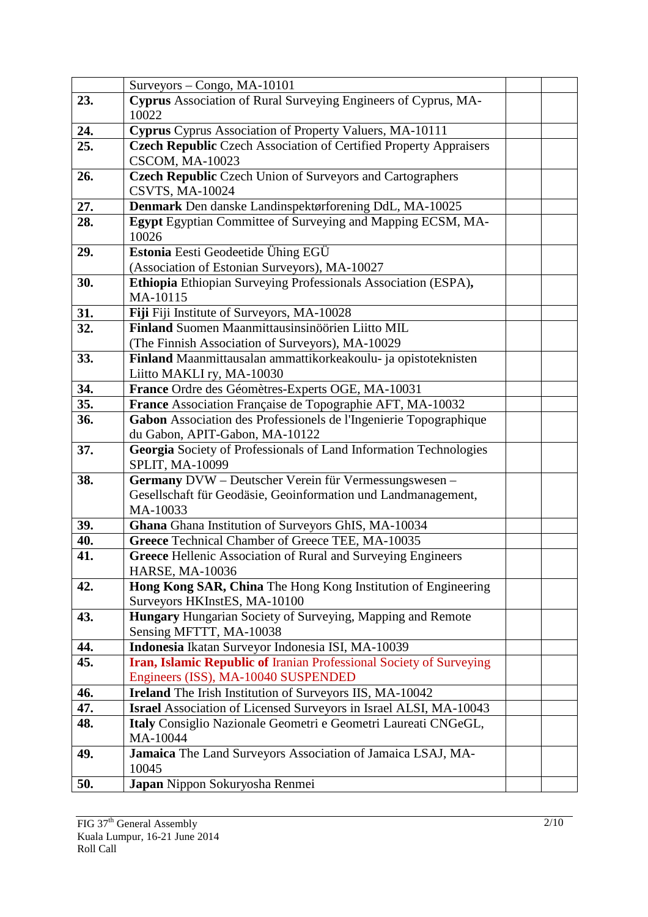| | | | |
|---|---|---|---|
| | Surveyors – Congo, MA-10101 | | |
| **23.** | **Cyprus** Association of Rural Surveying Engineers of Cyprus, MA-10022 | | |
| **24.** | **Cyprus** Cyprus Association of Property Valuers, MA-10111 | | |
| **25.** | **Czech Republic** Czech Association of Certified Property Appraisers CSCOM, MA-10023 | | |
| **26.** | **Czech Republic** Czech Union of Surveyors and Cartographers CSVTS, MA-10024 | | |
| **27.** | **Denmark** Den danske Landinspektørforening DdL, MA-10025 | | |
| **28.** | **Egypt** Egyptian Committee of Surveying and Mapping ECSM, MA-10026 | | |
| **29.** | **Estonia** Eesti Geodeetide Ühing EGÜ (Association of Estonian Surveyors), MA-10027 | | |
| **30.** | **Ethiopia** Ethiopian Surveying Professionals Association (ESPA), MA-10115 | | |
| **31.** | **Fiji** Fiji Institute of Surveyors, MA-10028 | | |
| **32.** | **Finland** Suomen Maanmittausinsinöörien Liitto MIL (The Finnish Association of Surveyors), MA-10029 | | |
| **33.** | **Finland** Maanmittausalan ammattikorkeakoulu- ja opistoteknisten Liitto MAKLI ry, MA-10030 | | |
| **34.** | **France** Ordre des Géomètres-Experts OGE, MA-10031 | | |
| **35.** | **France** Association Française de Topographie AFT, MA-10032 | | |
| **36.** | **Gabon** Association des Professionels de l'Ingenierie Topographique du Gabon, APIT-Gabon, MA-10122 | | |
| **37.** | **Georgia** Society of Professionals of Land Information Technologies SPLIT, MA-10099 | | |
| **38.** | **Germany** DVW – Deutscher Verein für Vermessungswesen – Gesellschaft für Geodäsie, Geoinformation und Landmanagement, MA-10033 | | |
| **39.** | **Ghana** Ghana Institution of Surveyors GhIS, MA-10034 | | |
| **40.** | **Greece** Technical Chamber of Greece TEE, MA-10035 | | |
| **41.** | **Greece** Hellenic Association of Rural and Surveying Engineers HARSE, MA-10036 | | |
| **42.** | **Hong Kong SAR, China** The Hong Kong Institution of Engineering Surveyors HKInstES, MA-10100 | | |
| **43.** | **Hungary** Hungarian Society of Surveying, Mapping and Remote Sensing MFTTT, MA-10038 | | |
| **44.** | **Indonesia** Ikatan Surveyor Indonesia ISI, MA-10039 | | |
| **45.** | **Iran, Islamic Republic of** Iranian Professional Society of Surveying Engineers (ISS), MA-10040 SUSPENDED | | |
| **46.** | **Ireland** The Irish Institution of Surveyors IIS, MA-10042 | | |
| **47.** | **Israel** Association of Licensed Surveyors in Israel ALSI, MA-10043 | | |
| **48.** | **Italy** Consiglio Nazionale Geometri e Geometri Laureati CNGeGL, MA-10044 | | |
| **49.** | **Jamaica** The Land Surveyors Association of Jamaica LSAJ, MA-10045 | | |
| **50.** | **Japan** Nippon Sokuryosha Renmei | | |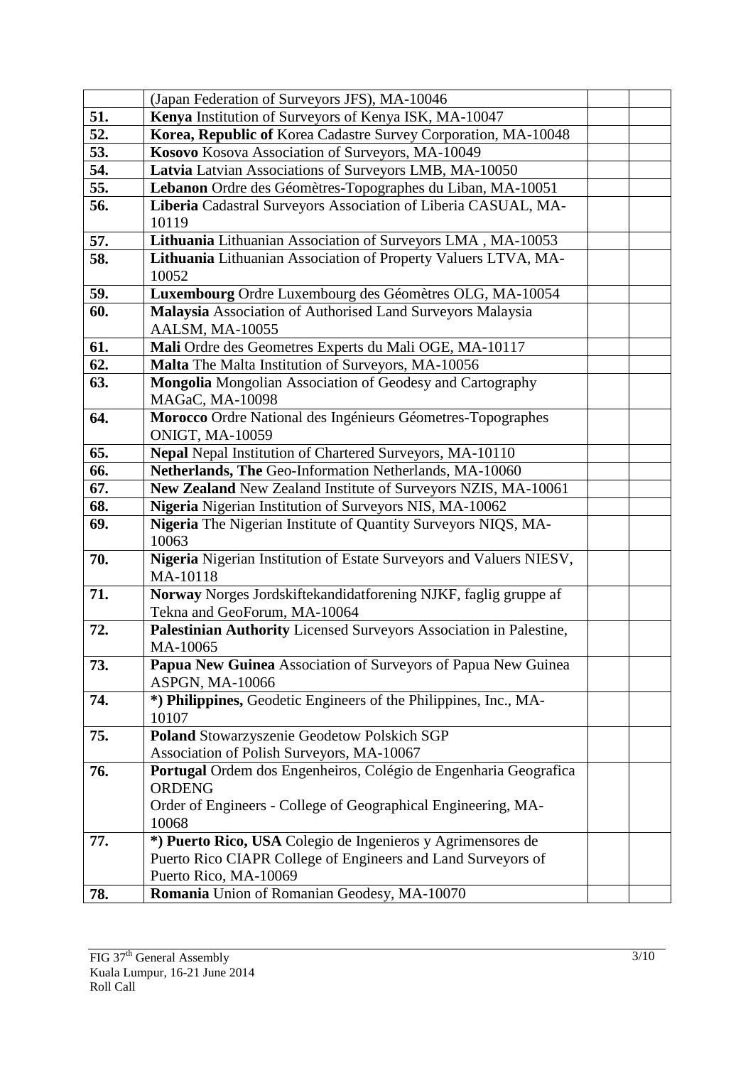| | | | |
|---|---|---|---|
| | (Japan Federation of Surveyors JFS), MA-10046 | | |
| **51.** | **Kenya** Institution of Surveyors of Kenya ISK, MA-10047 | | |
| **52.** | **Korea, Republic of** Korea Cadastre Survey Corporation, MA-10048 | | |
| **53.** | **Kosovo** Kosova Association of Surveyors, MA-10049 | | |
| **54.** | **Latvia** Latvian Associations of Surveyors LMB, MA-10050 | | |
| **55.** | **Lebanon** Ordre des Géomètres-Topographes du Liban, MA-10051 | | |
| **56.** | **Liberia** Cadastral Surveyors Association of Liberia CASUAL, MA-10119 | | |
| **57.** | **Lithuania** Lithuanian Association of Surveyors LMA , MA-10053 | | |
| **58.** | **Lithuania** Lithuanian Association of Property Valuers LTVA, MA-10052 | | |
| **59.** | **Luxembourg** Ordre Luxembourg des Géomètres OLG, MA-10054 | | |
| **60.** | **Malaysia** Association of Authorised Land Surveyors Malaysia AALSM, MA-10055 | | |
| **61.** | **Mali** Ordre des Geometres Experts du Mali OGE, MA-10117 | | |
| **62.** | **Malta** The Malta Institution of Surveyors, MA-10056 | | |
| **63.** | **Mongolia** Mongolian Association of Geodesy and Cartography MAGaC, MA-10098 | | |
| **64.** | **Morocco** Ordre National des Ingénieurs Géometres-Topographes ONIGT, MA-10059 | | |
| **65.** | **Nepal** Nepal Institution of Chartered Surveyors, MA-10110 | | |
| **66.** | **Netherlands, The** Geo-Information Netherlands, MA-10060 | | |
| **67.** | **New Zealand** New Zealand Institute of Surveyors NZIS, MA-10061 | | |
| **68.** | **Nigeria** Nigerian Institution of Surveyors NIS, MA-10062 | | |
| **69.** | **Nigeria** The Nigerian Institute of Quantity Surveyors NIQS, MA-10063 | | |
| **70.** | **Nigeria** Nigerian Institution of Estate Surveyors and Valuers NIESV, MA-10118 | | |
| **71.** | **Norway** Norges Jordskiftekandidatforening NJKF, faglig gruppe af Tekna and GeoForum, MA-10064 | | |
| **72.** | **Palestinian Authority** Licensed Surveyors Association in Palestine, MA-10065 | | |
| **73.** | **Papua New Guinea** Association of Surveyors of Papua New Guinea ASPGN, MA-10066 | | |
| **74.** | ***) Philippines,** Geodetic Engineers of the Philippines, Inc., MA-10107 | | |
| **75.** | **Poland** Stowarzyszenie Geodetow Polskich SGP Association of Polish Surveyors, MA-10067 | | |
| **76.** | **Portugal** Ordem dos Engenheiros, Colégio de Engenharia Geografica ORDENG Order of Engineers - College of Geographical Engineering, MA-10068 | | |
| **77.** | ***) Puerto Rico, USA** Colegio de Ingenieros y Agrimensores de Puerto Rico CIAPR College of Engineers and Land Surveyors of Puerto Rico, MA-10069 | | |
| **78.** | **Romania** Union of Romanian Geodesy, MA-10070 | | |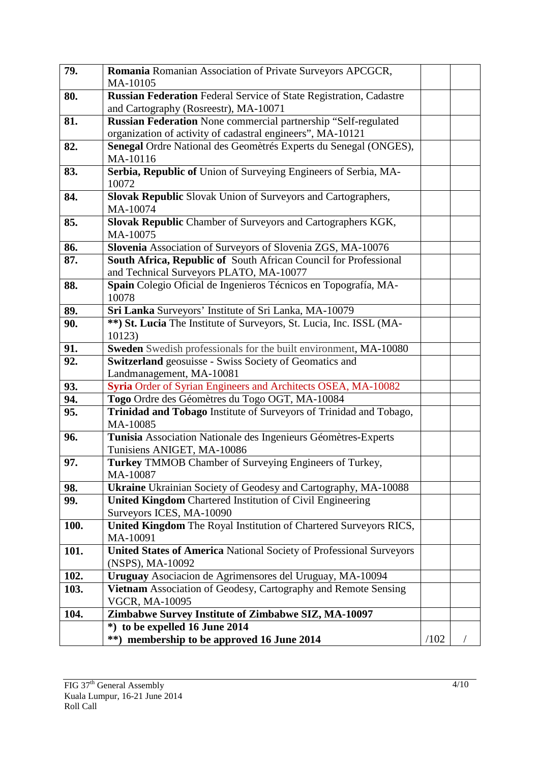| | | | |
|---|---|---|---|
| **79.** | **Romania** Romanian Association of Private Surveyors APCGCR, MA-10105 | | |
| **80.** | **Russian Federation** Federal Service of State Registration, Cadastre and Cartography (Rosreestr), MA-10071 | | |
| **81.** | **Russian Federation** None commercial partnership "Self-regulated organization of activity of cadastral engineers", MA-10121 | | |
| **82.** | **Senegal** Ordre National des Geomètrés Experts du Senegal (ONGES), MA-10116 | | |
| **83.** | **Serbia, Republic of** Union of Surveying Engineers of Serbia, MA-10072 | | |
| **84.** | **Slovak Republic** Slovak Union of Surveyors and Cartographers, MA-10074 | | |
| **85.** | **Slovak Republic** Chamber of Surveyors and Cartographers KGK, MA-10075 | | |
| **86.** | **Slovenia** Association of Surveyors of Slovenia ZGS, MA-10076 | | |
| **87.** | **South Africa, Republic of** South African Council for Professional and Technical Surveyors PLATO, MA-10077 | | |
| **88.** | **Spain** Colegio Oficial de Ingenieros Técnicos en Topografía, MA-10078 | | |
| **89.** | **Sri Lanka** Surveyors' Institute of Sri Lanka, MA-10079 | | |
| **90.** | **\*\*) St. Lucia** The Institute of Surveyors, St. Lucia, Inc. ISSL (MA-10123) | | |
| **91.** | **Sweden** Swedish professionals for the built environment, MA-10080 | | |
| **92.** | **Switzerland** geosuisse - Swiss Society of Geomatics and Landmanagement, MA-10081 | | |
| **93.** | **Syria** Order of Syrian Engineers and Architects OSEA, MA-10082 | | |
| **94.** | **Togo** Ordre des Géomètres du Togo OGT, MA-10084 | | |
| **95.** | **Trinidad and Tobago** Institute of Surveyors of Trinidad and Tobago, MA-10085 | | |
| **96.** | **Tunisia** Association Nationale des Ingenieurs Géomètres-Experts Tunisiens ANIGET, MA-10086 | | |
| **97.** | **Turkey** TMMOB Chamber of Surveying Engineers of Turkey, MA-10087 | | |
| **98.** | **Ukraine** Ukrainian Society of Geodesy and Cartography, MA-10088 | | |
| **99.** | **United Kingdom** Chartered Institution of Civil Engineering Surveyors ICES, MA-10090 | | |
| **100.** | **United Kingdom** The Royal Institution of Chartered Surveyors RICS, MA-10091 | | |
| **101.** | **United States of America** National Society of Professional Surveyors (NSPS), MA-10092 | | |
| **102.** | **Uruguay** Asociacion de Agrimensores del Uruguay, MA-10094 | | |
| **103.** | **Vietnam** Association of Geodesy, Cartography and Remote Sensing VGCR, MA-10095 | | |
| **104.** | **Zimbabwe Survey Institute of Zimbabwe SIZ, MA-10097** | | |
| | **\*) to be expelled 16 June 2014**<br>**\*\*) membership to be approved 16 June 2014** | /102 | / |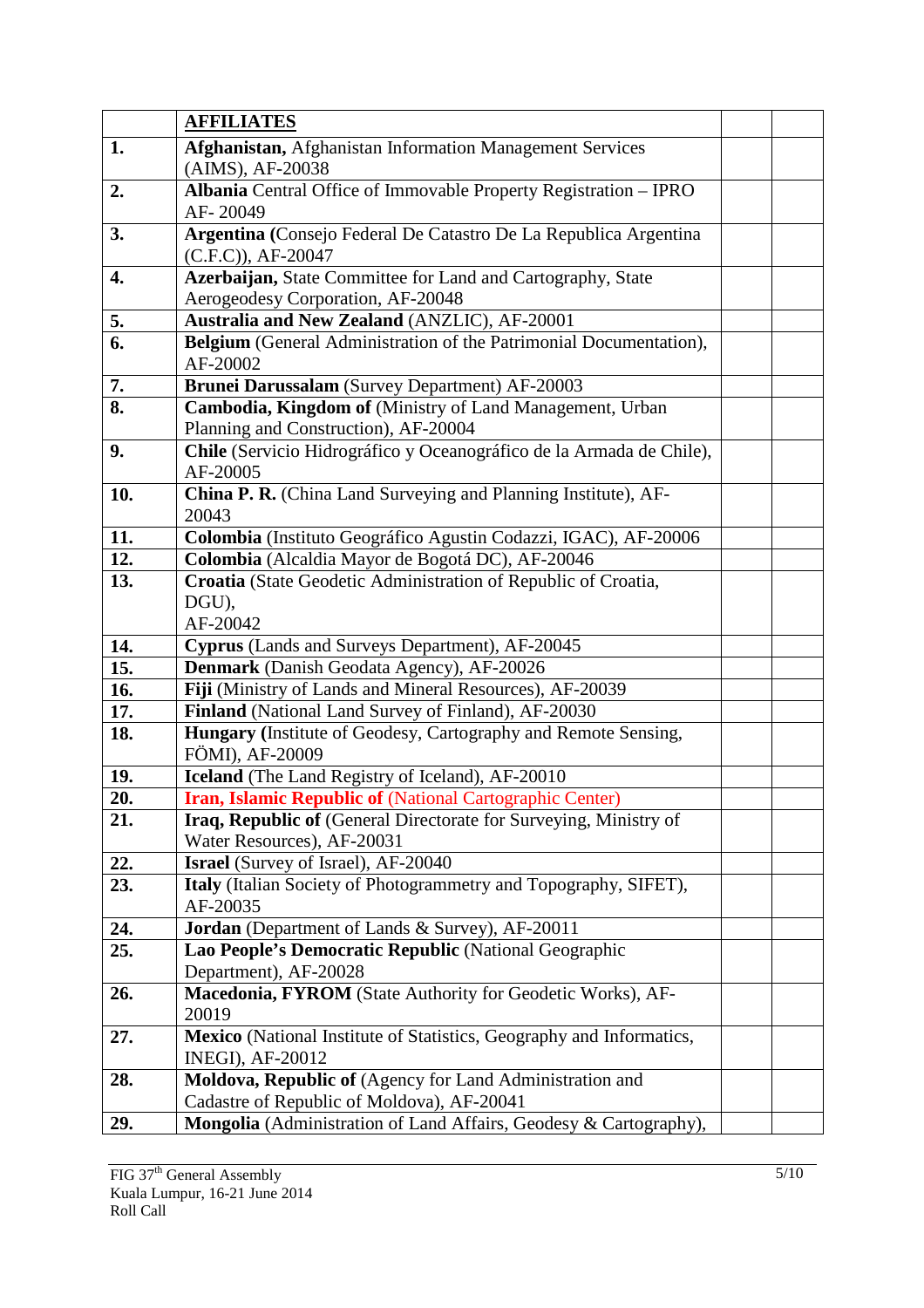|  | **AFFILIATES** |  |  |
|---|---|---|---|
| **1.** | **Afghanistan,** Afghanistan Information Management Services (AIMS), AF-20038 |  |  |
| **2.** | **Albania** Central Office of Immovable Property Registration – IPRO AF- 20049 |  |  |
| **3.** | **Argentina (**Consejo Federal De Catastro De La Republica Argentina (C.F.C)), AF-20047 |  |  |
| **4.** | **Azerbaijan,** State Committee for Land and Cartography, State Aerogeodesy Corporation, AF-20048 |  |  |
| **5.** | **Australia and New Zealand** (ANZLIC), AF-20001 |  |  |
| **6.** | **Belgium** (General Administration of the Patrimonial Documentation), AF-20002 |  |  |
| **7.** | **Brunei Darussalam** (Survey Department) AF-20003 |  |  |
| **8.** | **Cambodia, Kingdom of** (Ministry of Land Management, Urban Planning and Construction), AF-20004 |  |  |
| **9.** | **Chile** (Servicio Hidrográfico y Oceanográfico de la Armada de Chile), AF-20005 |  |  |
| **10.** | **China P. R.** (China Land Surveying and Planning Institute), AF-20043 |  |  |
| **11.** | **Colombia** (Instituto Geográfico Agustin Codazzi, IGAC), AF-20006 |  |  |
| **12.** | **Colombia** (Alcaldia Mayor de Bogotá DC), AF-20046 |  |  |
| **13.** | **Croatia** (State Geodetic Administration of Republic of Croatia, DGU), AF-20042 |  |  |
| **14.** | **Cyprus** (Lands and Surveys Department), AF-20045 |  |  |
| **15.** | **Denmark** (Danish Geodata Agency), AF-20026 |  |  |
| **16.** | **Fiji** (Ministry of Lands and Mineral Resources), AF-20039 |  |  |
| **17.** | **Finland** (National Land Survey of Finland), AF-20030 |  |  |
| **18.** | **Hungary (**Institute of Geodesy, Cartography and Remote Sensing, FÖMI), AF-20009 |  |  |
| **19.** | **Iceland** (The Land Registry of Iceland), AF-20010 |  |  |
| **20.** | **Iran, Islamic Republic of** (National Cartographic Center) |  |  |
| **21.** | **Iraq, Republic of** (General Directorate for Surveying, Ministry of Water Resources), AF-20031 |  |  |
| **22.** | **Israel** (Survey of Israel), AF-20040 |  |  |
| **23.** | **Italy** (Italian Society of Photogrammetry and Topography, SIFET), AF-20035 |  |  |
| **24.** | **Jordan** (Department of Lands & Survey), AF-20011 |  |  |
| **25.** | **Lao People's Democratic Republic** (National Geographic Department), AF-20028 |  |  |
| **26.** | **Macedonia, FYROM** (State Authority for Geodetic Works), AF-20019 |  |  |
| **27.** | **Mexico** (National Institute of Statistics, Geography and Informatics, INEGI), AF-20012 |  |  |
| **28.** | **Moldova, Republic of** (Agency for Land Administration and Cadastre of Republic of Moldova), AF-20041 |  |  |
| **29.** | **Mongolia** (Administration of Land Affairs, Geodesy & Cartography), |  |  |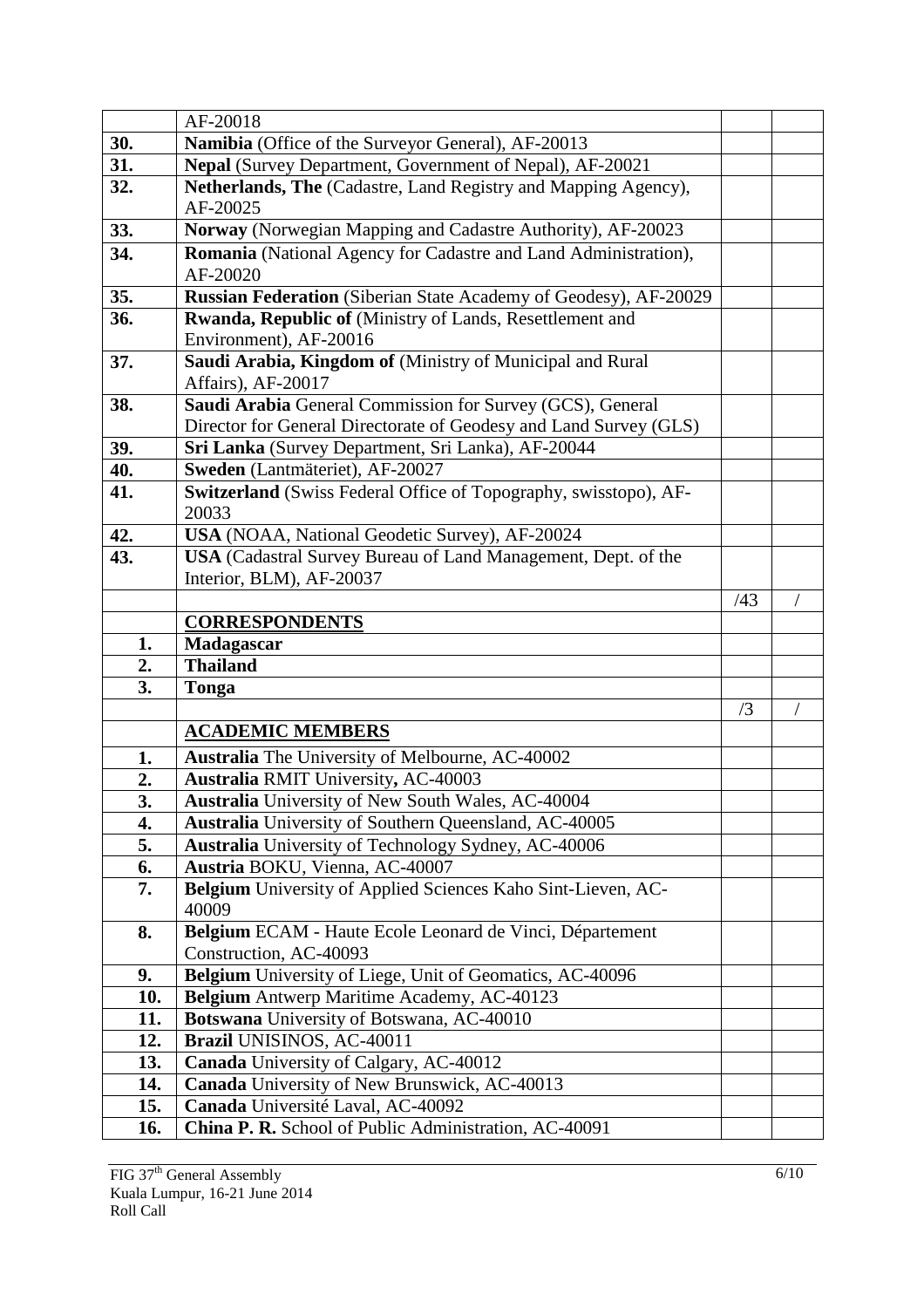| | | | |
|---|---|---|---|
| | AF-20018 | | |
| **30.** | **Namibia** (Office of the Surveyor General), AF-20013 | | |
| **31.** | **Nepal** (Survey Department, Government of Nepal), AF-20021 | | |
| **32.** | **Netherlands, The** (Cadastre, Land Registry and Mapping Agency), AF-20025 | | |
| **33.** | **Norway** (Norwegian Mapping and Cadastre Authority), AF-20023 | | |
| **34.** | **Romania** (National Agency for Cadastre and Land Administration), AF-20020 | | |
| **35.** | **Russian Federation** (Siberian State Academy of Geodesy), AF-20029 | | |
| **36.** | **Rwanda, Republic of** (Ministry of Lands, Resettlement and Environment), AF-20016 | | |
| **37.** | **Saudi Arabia, Kingdom of** (Ministry of Municipal and Rural Affairs), AF-20017 | | |
| **38.** | **Saudi Arabia** General Commission for Survey (GCS), General Director for General Directorate of Geodesy and Land Survey (GLS) | | |
| **39.** | **Sri Lanka** (Survey Department, Sri Lanka), AF-20044 | | |
| **40.** | **Sweden** (Lantmäteriet), AF-20027 | | |
| **41.** | **Switzerland** (Swiss Federal Office of Topography, swisstopo), AF-20033 | | |
| **42.** | **USA** (NOAA, National Geodetic Survey), AF-20024 | | |
| **43.** | **USA** (Cadastral Survey Bureau of Land Management, Dept. of the Interior, BLM), AF-20037 | | |
| | | /43 | / |
| | **CORRESPONDENTS** | | |
| **1.** | **Madagascar** | | |
| **2.** | **Thailand** | | |
| **3.** | **Tonga** | | |
| | | /3 | / |
| | **ACADEMIC MEMBERS** | | |
| **1.** | **Australia** The University of Melbourne, AC-40002 | | |
| **2.** | **Australia** RMIT University**,** AC-40003 | | |
| **3.** | **Australia** University of New South Wales, AC-40004 | | |
| **4.** | **Australia** University of Southern Queensland, AC-40005 | | |
| **5.** | **Australia** University of Technology Sydney, AC-40006 | | |
| **6.** | **Austria** BOKU, Vienna, AC-40007 | | |
| **7.** | **Belgium** University of Applied Sciences Kaho Sint-Lieven, AC-40009 | | |
| **8.** | **Belgium** ECAM - Haute Ecole Leonard de Vinci, Département Construction, AC-40093 | | |
| **9.** | **Belgium** University of Liege, Unit of Geomatics, AC-40096 | | |
| **10.** | **Belgium** Antwerp Maritime Academy, AC-40123 | | |
| **11.** | **Botswana** University of Botswana, AC-40010 | | |
| **12.** | **Brazil** UNISINOS, AC-40011 | | |
| **13.** | **Canada** University of Calgary, AC-40012 | | |
| **14.** | **Canada** University of New Brunswick, AC-40013 | | |
| **15.** | **Canada** Université Laval, AC-40092 | | |
| **16.** | **China P. R.** School of Public Administration, AC-40091 | | |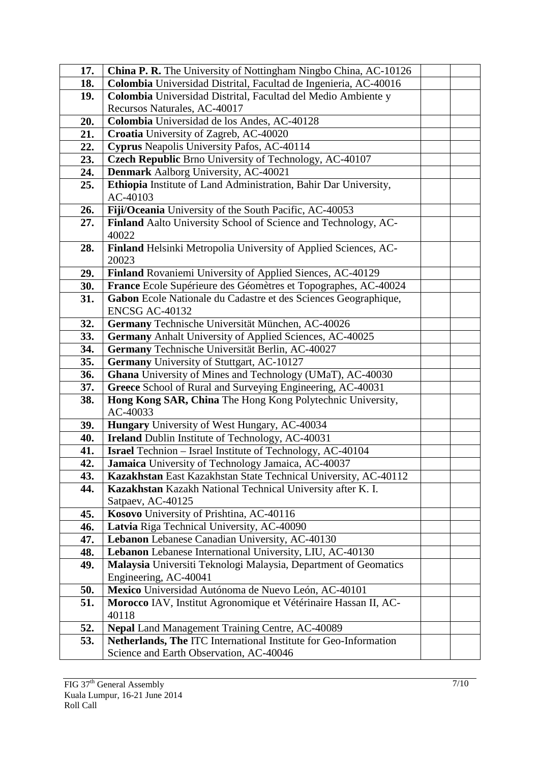| | | | |
|---|---|---|---|
| **17.** | **China P. R.** The University of Nottingham Ningbo China, AC-10126 | | |
| **18.** | **Colombia** Universidad Distrital, Facultad de Ingenieria, AC-40016 | | |
| **19.** | **Colombia** Universidad Distrital, Facultad del Medio Ambiente y Recursos Naturales, AC-40017 | | |
| **20.** | **Colombia** Universidad de los Andes, AC-40128 | | |
| **21.** | **Croatia** University of Zagreb, AC-40020 | | |
| **22.** | **Cyprus** Neapolis University Pafos, AC-40114 | | |
| **23.** | **Czech Republic** Brno University of Technology, AC-40107 | | |
| **24.** | **Denmark** Aalborg University, AC-40021 | | |
| **25.** | **Ethiopia** Institute of Land Administration, Bahir Dar University, AC-40103 | | |
| **26.** | **Fiji/Oceania** University of the South Pacific, AC-40053 | | |
| **27.** | **Finland** Aalto University School of Science and Technology, AC-40022 | | |
| **28.** | **Finland** Helsinki Metropolia University of Applied Sciences, AC-20023 | | |
| **29.** | **Finland** Rovaniemi University of Applied Siences, AC-40129 | | |
| **30.** | **France** Ecole Supérieure des Géomètres et Topographes, AC-40024 | | |
| **31.** | **Gabon** Ecole Nationale du Cadastre et des Sciences Geographique, ENCSG AC-40132 | | |
| **32.** | **Germany** Technische Universität München, AC-40026 | | |
| **33.** | **Germany** Anhalt University of Applied Sciences, AC-40025 | | |
| **34.** | **Germany** Technische Universität Berlin, AC-40027 | | |
| **35.** | **Germany** University of Stuttgart, AC-10127 | | |
| **36.** | **Ghana** University of Mines and Technology (UMaT), AC-40030 | | |
| **37.** | **Greece** School of Rural and Surveying Engineering, AC-40031 | | |
| **38.** | **Hong Kong SAR, China** The Hong Kong Polytechnic University, AC-40033 | | |
| **39.** | **Hungary** University of West Hungary, AC-40034 | | |
| **40.** | **Ireland** Dublin Institute of Technology, AC-40031 | | |
| **41.** | **Israel** Technion – Israel Institute of Technology, AC-40104 | | |
| **42.** | **Jamaica** University of Technology Jamaica, AC-40037 | | |
| **43.** | **Kazakhstan** East Kazakhstan State Technical University, AC-40112 | | |
| **44.** | **Kazakhstan** Kazakh National Technical University after K. I. Satpaev, AC-40125 | | |
| **45.** | **Kosovo** University of Prishtina, AC-40116 | | |
| **46.** | **Latvia** Riga Technical University, AC-40090 | | |
| **47.** | **Lebanon** Lebanese Canadian University, AC-40130 | | |
| **48.** | **Lebanon** Lebanese International University, LIU, AC-40130 | | |
| **49.** | **Malaysia** Universiti Teknologi Malaysia, Department of Geomatics Engineering, AC-40041 | | |
| **50.** | **Mexico** Universidad Autónoma de Nuevo León, AC-40101 | | |
| **51.** | **Morocco** IAV, Institut Agronomique et Vétérinaire Hassan II, AC-40118 | | |
| **52.** | **Nepal** Land Management Training Centre, AC-40089 | | |
| **53.** | **Netherlands, The** ITC International Institute for Geo-Information Science and Earth Observation, AC-40046 | | |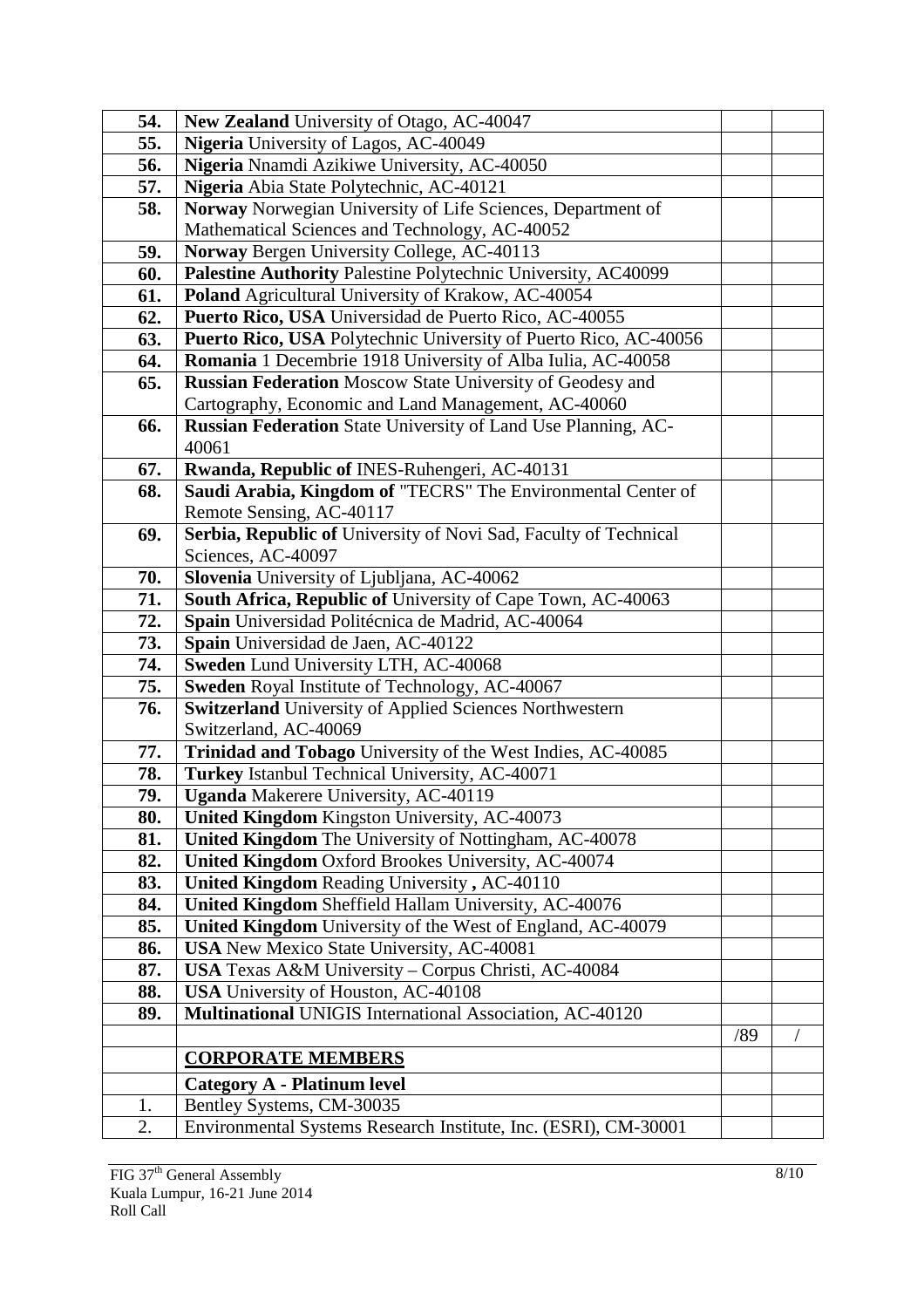| | | | |
|---|---|---|---|
| **54.** | **New Zealand** University of Otago, AC-40047 | | |
| **55.** | **Nigeria** University of Lagos, AC-40049 | | |
| **56.** | **Nigeria** Nnamdi Azikiwe University, AC-40050 | | |
| **57.** | **Nigeria** Abia State Polytechnic, AC-40121 | | |
| **58.** | **Norway** Norwegian University of Life Sciences, Department of Mathematical Sciences and Technology, AC-40052 | | |
| **59.** | **Norway** Bergen University College, AC-40113 | | |
| **60.** | **Palestine Authority** Palestine Polytechnic University, AC40099 | | |
| **61.** | **Poland** Agricultural University of Krakow, AC-40054 | | |
| **62.** | **Puerto Rico, USA** Universidad de Puerto Rico, AC-40055 | | |
| **63.** | **Puerto Rico, USA** Polytechnic University of Puerto Rico, AC-40056 | | |
| **64.** | **Romania** 1 Decembrie 1918 University of Alba Iulia, AC-40058 | | |
| **65.** | **Russian Federation** Moscow State University of Geodesy and Cartography, Economic and Land Management, AC-40060 | | |
| **66.** | **Russian Federation** State University of Land Use Planning, AC-40061 | | |
| **67.** | **Rwanda, Republic of** INES-Ruhengeri, AC-40131 | | |
| **68.** | **Saudi Arabia, Kingdom of** "TECRS" The Environmental Center of Remote Sensing, AC-40117 | | |
| **69.** | **Serbia, Republic of** University of Novi Sad, Faculty of Technical Sciences, AC-40097 | | |
| **70.** | **Slovenia** University of Ljubljana, AC-40062 | | |
| **71.** | **South Africa, Republic of** University of Cape Town, AC-40063 | | |
| **72.** | **Spain** Universidad Politécnica de Madrid, AC-40064 | | |
| **73.** | **Spain** Universidad de Jaen, AC-40122 | | |
| **74.** | **Sweden** Lund University LTH, AC-40068 | | |
| **75.** | **Sweden** Royal Institute of Technology, AC-40067 | | |
| **76.** | **Switzerland** University of Applied Sciences Northwestern Switzerland, AC-40069 | | |
| **77.** | **Trinidad and Tobago** University of the West Indies, AC-40085 | | |
| **78.** | **Turkey** Istanbul Technical University, AC-40071 | | |
| **79.** | **Uganda** Makerere University, AC-40119 | | |
| **80.** | **United Kingdom** Kingston University, AC-40073 | | |
| **81.** | **United Kingdom** The University of Nottingham, AC-40078 | | |
| **82.** | **United Kingdom** Oxford Brookes University, AC-40074 | | |
| **83.** | **United Kingdom** Reading University **,** AC-40110 | | |
| **84.** | **United Kingdom** Sheffield Hallam University, AC-40076 | | |
| **85.** | **United Kingdom** University of the West of England, AC-40079 | | |
| **86.** | **USA** New Mexico State University, AC-40081 | | |
| **87.** | **USA** Texas A&M University – Corpus Christi, AC-40084 | | |
| **88.** | **USA** University of Houston, AC-40108 | | |
| **89.** | **Multinational** UNIGIS International Association, AC-40120 | | |
| | | /89 | / |
| | **CORPORATE MEMBERS** | | |
| | **Category A - Platinum level** | | |
| 1. | Bentley Systems, CM-30035 | | |
| 2. | Environmental Systems Research Institute, Inc. (ESRI), CM-30001 | | |

FIG 37th General Assembly
Kuala Lumpur, 16-21 June 2014
Roll Call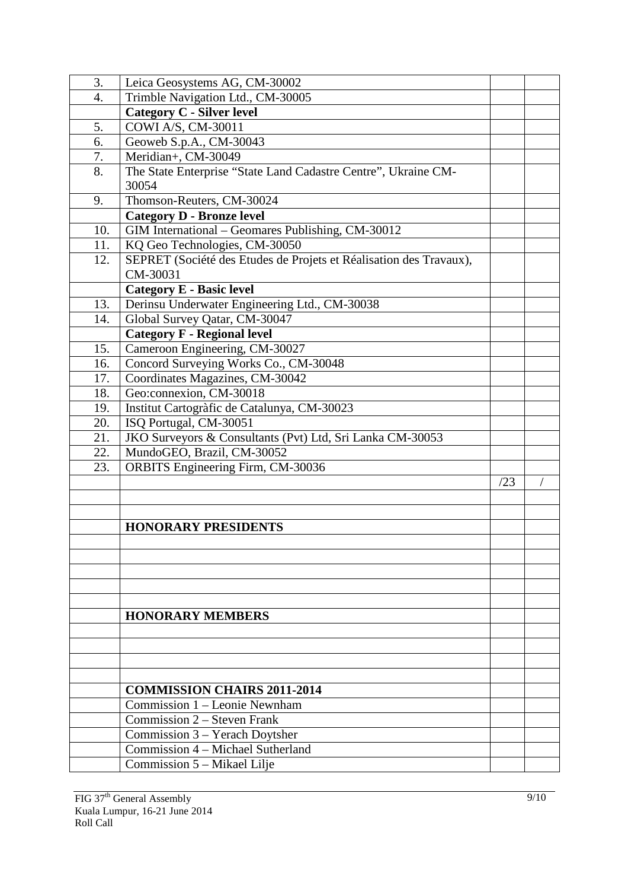| | | | |
|---|---|---|---|
| 3. | Leica Geosystems AG, CM-30002 | | |
| 4. | Trimble Navigation Ltd., CM-30005 | | |
| | **Category C - Silver level** | | |
| 5. | COWI A/S, CM-30011 | | |
| 6. | Geoweb S.p.A., CM-30043 | | |
| 7. | Meridian+, CM-30049 | | |
| 8. | The State Enterprise "State Land Cadastre Centre", Ukraine CM-30054 | | |
| 9. | Thomson-Reuters, CM-30024 | | |
| | **Category D - Bronze level** | | |
| 10. | GIM International – Geomares Publishing, CM-30012 | | |
| 11. | KQ Geo Technologies, CM-30050 | | |
| 12. | SEPRET (Société des Etudes de Projets et Réalisation des Travaux), CM-30031 | | |
| | **Category E - Basic level** | | |
| 13. | Derinsu Underwater Engineering Ltd., CM-30038 | | |
| 14. | Global Survey Qatar, CM-30047 | | |
| | **Category F - Regional level** | | |
| 15. | Cameroon Engineering, CM-30027 | | |
| 16. | Concord Surveying Works Co., CM-30048 | | |
| 17. | Coordinates Magazines, CM-30042 | | |
| 18. | Geo:connexion, CM-30018 | | |
| 19. | Institut Cartogràfic de Catalunya, CM-30023 | | |
| 20. | ISQ Portugal, CM-30051 | | |
| 21. | JKO Surveyors & Consultants (Pvt) Ltd, Sri Lanka CM-30053 | | |
| 22. | MundoGEO, Brazil, CM-30052 | | |
| 23. | ORBITS Engineering Firm, CM-30036 | | |
| | | /23 | / |
| | | | |
| | | | |
| | **HONORARY PRESIDENTS** | | |
| | | | |
| | | | |
| | | | |
| | | | |
| | | | |
| | **HONORARY MEMBERS** | | |
| | | | |
| | | | |
| | | | |
| | | | |
| | **COMMISSION CHAIRS 2011-2014** | | |
| | Commission 1 – Leonie Newnham | | |
| | Commission 2 – Steven Frank | | |
| | Commission 3 – Yerach Doytsher | | |
| | Commission 4 – Michael Sutherland | | |
| | Commission 5 – Mikael Lilje | | |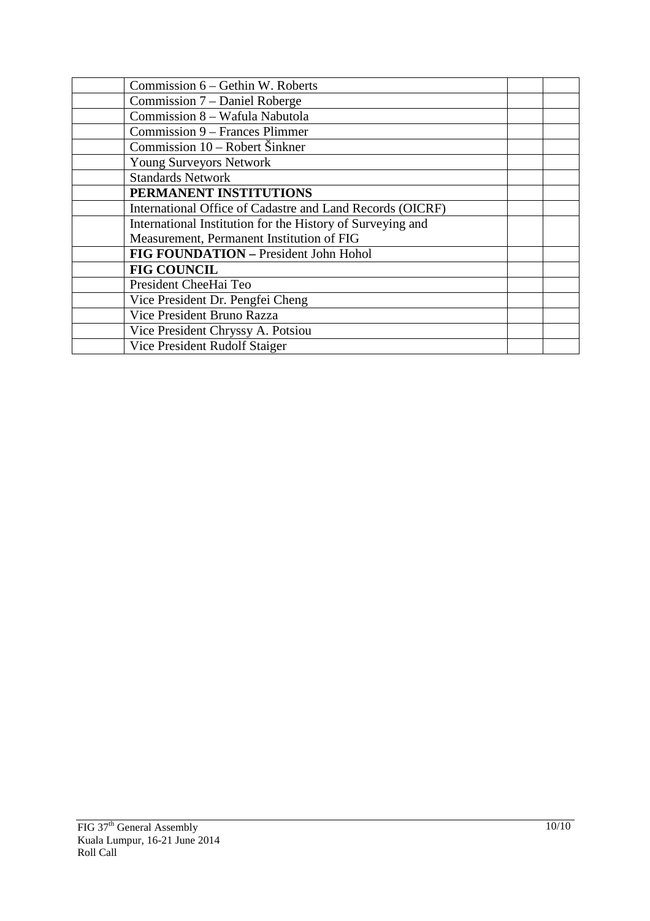| | | | |
|---|---|---|---|
| | Commission 6 – Gethin W. Roberts | | |
| | Commission 7 – Daniel Roberge | | |
| | Commission 8 – Wafula Nabutola | | |
| | Commission 9 – Frances Plimmer | | |
| | Commission 10 – Robert Šinkner | | |
| | Young Surveyors Network | | |
| | Standards Network | | |
| | **PERMANENT INSTITUTIONS** | | |
| | International Office of Cadastre and Land Records (OICRF) | | |
| | International Institution for the History of Surveying and Measurement, Permanent Institution of FIG | | |
| | **FIG FOUNDATION –** President John Hohol | | |
| | **FIG COUNCIL** | | |
| | President CheeHai Teo | | |
| | Vice President Dr. Pengfei Cheng | | |
| | Vice President Bruno Razza | | |
| | Vice President Chryssy A. Potsiou | | |
| | Vice President Rudolf Staiger | | |